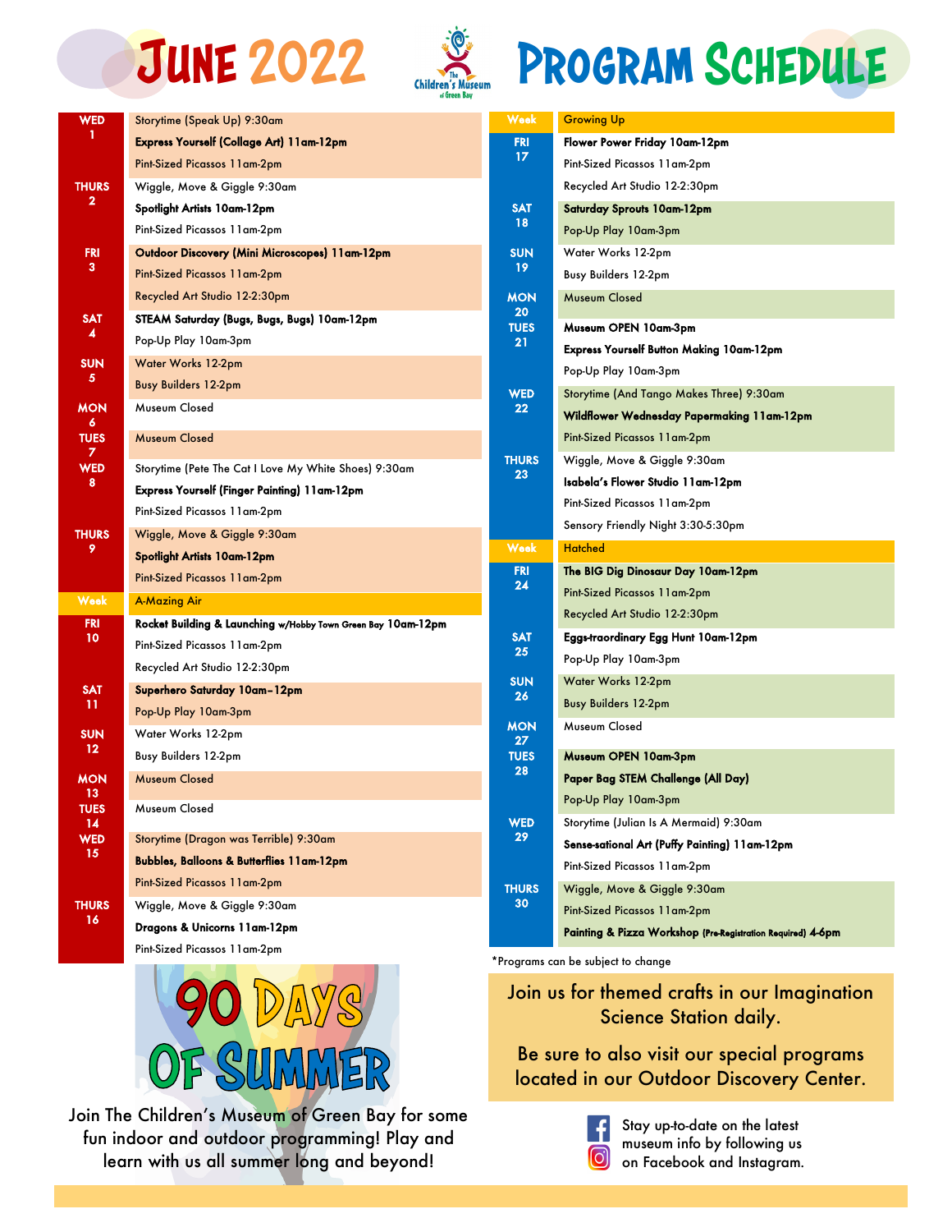# June 2022 Program Schedule

The Children's Museum of Green Bay

| Day | Program |
|---|---|
| WED 1 | Storytime (Speak Up) 9:30am |
| | **Express Yourself (Collage Art) 11am-12pm** |
| | Pint-Sized Picassos 11am-2pm |
| THURS 2 | Wiggle, Move & Giggle 9:30am |
| | **Spotlight Artists 10am-12pm** |
| | Pint-Sized Picassos 11am-2pm |
| FRI 3 | **Outdoor Discovery (Mini Microscopes) 11am-12pm** |
| | Pint-Sized Picassos 11am-2pm |
| | Recycled Art Studio 12-2:30pm |
| SAT 4 | **STEAM Saturday (Bugs, Bugs, Bugs) 10am-12pm** |
| | Pop-Up Play 10am-3pm |
| SUN 5 | Water Works 12-2pm |
| | Busy Builders 12-2pm |
| MON 6 | Museum Closed |
| TUES 7 | Museum Closed |
| WED 8 | Storytime (Pete The Cat I Love My White Shoes) 9:30am |
| | **Express Yourself (Finger Painting) 11am-12pm** |
| | Pint-Sized Picassos 11am-2pm |
| THURS 9 | Wiggle, Move & Giggle 9:30am |
| | **Spotlight Artists 10am-12pm** |
| | Pint-Sized Picassos 11am-2pm |
| Week | A-Mazing Air |
| FRI 10 | **Rocket Building & Launching** w/Hobby Town Green Bay **10am-12pm** |
| | Pint-Sized Picassos 11am-2pm |
| | Recycled Art Studio 12-2:30pm |
| SAT 11 | **Superhero Saturday 10am–12pm** |
| | Pop-Up Play 10am-3pm |
| SUN 12 | Water Works 12-2pm |
| | Busy Builders 12-2pm |
| MON 13 | Museum Closed |
| TUES 14 | Museum Closed |
| WED 15 | Storytime (Dragon was Terrible) 9:30am |
| | **Bubbles, Balloons & Butterflies 11am-12pm** |
| | Pint-Sized Picassos 11am-2pm |
| THURS 16 | Wiggle, Move & Giggle 9:30am |
| | **Dragons & Unicorns 11am-12pm** |
| | Pint-Sized Picassos 11am-2pm |
| Week | Growing Up |
| FRI 17 | **Flower Power Friday 10am-12pm** |
| | Pint-Sized Picassos 11am-2pm |
| | Recycled Art Studio 12-2:30pm |
| SAT 18 | **Saturday Sprouts 10am-12pm** |
| | Pop-Up Play 10am-3pm |
| SUN 19 | Water Works 12-2pm |
| | Busy Builders 12-2pm |
| MON 20 | Museum Closed |
| TUES 21 | **Museum OPEN 10am-3pm** |
| | **Express Yourself Button Making 10am-12pm** |
| | Pop-Up Play 10am-3pm |
| WED 22 | Storytime (And Tango Makes Three) 9:30am |
| | **Wildflower Wednesday Papermaking 11am-12pm** |
| | Pint-Sized Picassos 11am-2pm |
| THURS 23 | Wiggle, Move & Giggle 9:30am |
| | **Isabela's Flower Studio 11am-12pm** |
| | Pint-Sized Picassos 11am-2pm |
| | Sensory Friendly Night 3:30-5:30pm |
| Week | Hatched |
| FRI 24 | **The BIG Dig Dinosaur Day 10am-12pm** |
| | Pint-Sized Picassos 11am-2pm |
| | Recycled Art Studio 12-2:30pm |
| SAT 25 | **Eggs-traordinary Egg Hunt 10am-12pm** |
| | Pop-Up Play 10am-3pm |
| SUN 26 | Water Works 12-2pm |
| | Busy Builders 12-2pm |
| MON 27 | Museum Closed |
| TUES 28 | **Museum OPEN 10am-3pm** |
| | **Paper Bag STEM Challenge (All Day)** |
| | Pop-Up Play 10am-3pm |
| WED 29 | Storytime (Julian Is A Mermaid) 9:30am |
| | **Sense-sational Art (Puffy Painting) 11am-12pm** |
| | Pint-Sized Picassos 11am-2pm |
| THURS 30 | Wiggle, Move & Giggle 9:30am |
| | Pint-Sized Picassos 11am-2pm |
| | **Painting & Pizza Workshop** (Pre-Registration Required) **4-6pm** |

*Programs can be subject to change

## 90 Days of Summer

Join The Children's Museum of Green Bay for some fun indoor and outdoor programming! Play and learn with us all summer long and beyond!

Join us for themed crafts in our Imagination Science Station daily.

Be sure to also visit our special programs located in our Outdoor Discovery Center.

Stay up-to-date on the latest museum info by following us on Facebook and Instagram.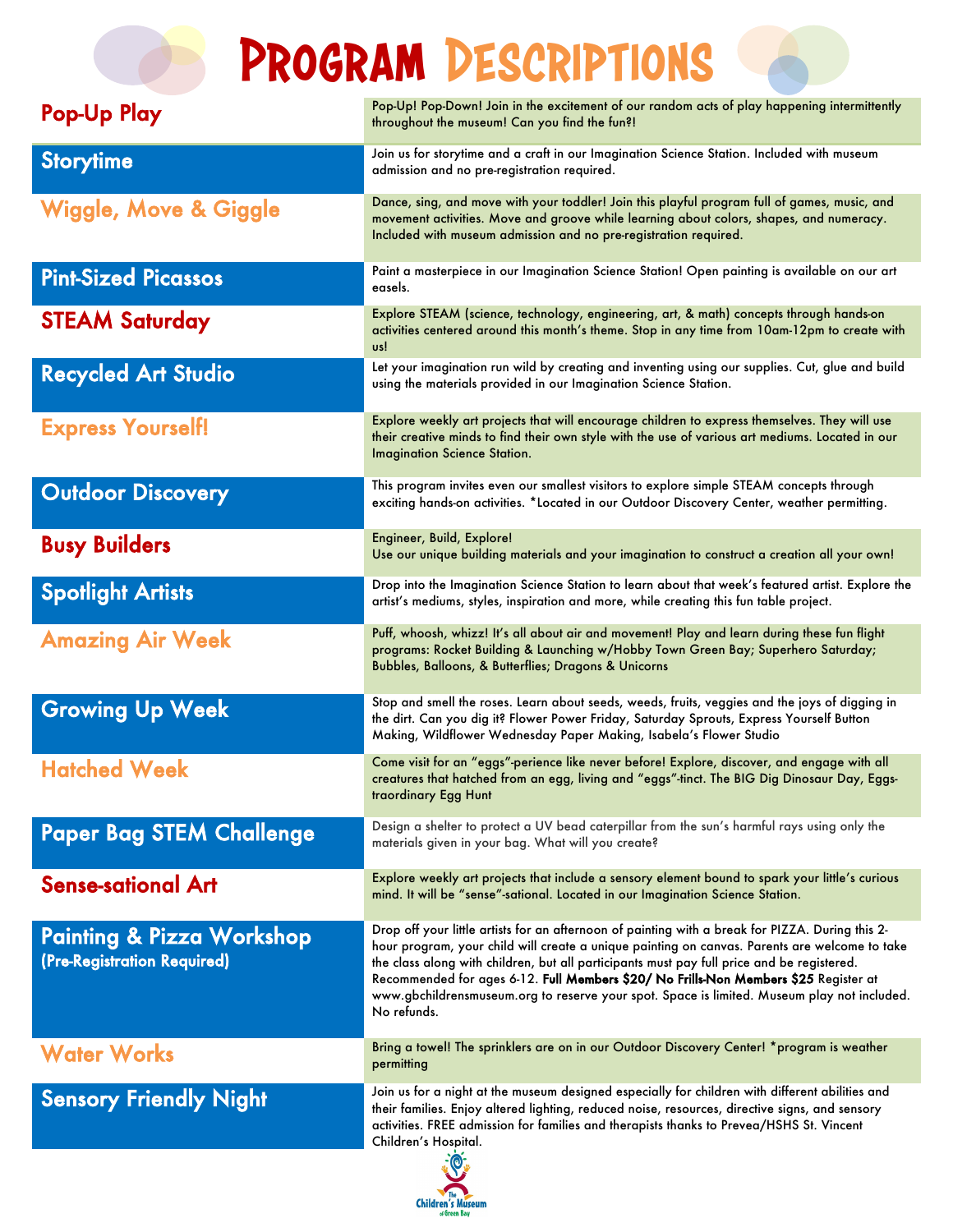# Program Descriptions

| | |
|---|---|
| **Pop-Up Play** | Pop-Up! Pop-Down! Join in the excitement of our random acts of play happening intermittently throughout the museum! Can you find the fun?! |
| **Storytime** | Join us for storytime and a craft in our Imagination Science Station. Included with museum admission and no pre-registration required. |
| **Wiggle, Move & Giggle** | Dance, sing, and move with your toddler! Join this playful program full of games, music, and movement activities. Move and groove while learning about colors, shapes, and numeracy. Included with museum admission and no pre-registration required. |
| **Pint-Sized Picassos** | Paint a masterpiece in our Imagination Science Station! Open painting is available on our art easels. |
| **STEAM Saturday** | Explore STEAM (science, technology, engineering, art, & math) concepts through hands-on activities centered around this month's theme. Stop in any time from 10am-12pm to create with us! |
| **Recycled Art Studio** | Let your imagination run wild by creating and inventing using our supplies. Cut, glue and build using the materials provided in our Imagination Science Station. |
| **Express Yourself!** | Explore weekly art projects that will encourage children to express themselves. They will use their creative minds to find their own style with the use of various art mediums. Located in our Imagination Science Station. |
| **Outdoor Discovery** | This program invites even our smallest visitors to explore simple STEAM concepts through exciting hands-on activities. *Located in our Outdoor Discovery Center, weather permitting. |
| **Busy Builders** | Engineer, Build, Explore! Use our unique building materials and your imagination to construct a creation all your own! |
| **Spotlight Artists** | Drop into the Imagination Science Station to learn about that week's featured artist. Explore the artist's mediums, styles, inspiration and more, while creating this fun table project. |
| **Amazing Air Week** | Puff, whoosh, whizz! It's all about air and movement! Play and learn during these fun flight programs: Rocket Building & Launching w/Hobby Town Green Bay; Superhero Saturday; Bubbles, Balloons, & Butterflies; Dragons & Unicorns |
| **Growing Up Week** | Stop and smell the roses. Learn about seeds, weeds, fruits, veggies and the joys of digging in the dirt. Can you dig it? Flower Power Friday, Saturday Sprouts, Express Yourself Button Making, Wildflower Wednesday Paper Making, Isabela's Flower Studio |
| **Hatched Week** | Come visit for an "eggs"-perience like never before! Explore, discover, and engage with all creatures that hatched from an egg, living and "eggs"-tinct. The BIG Dig Dinosaur Day, Eggs-traordinary Egg Hunt |
| **Paper Bag STEM Challenge** | Design a shelter to protect a UV bead caterpillar from the sun's harmful rays using only the materials given in your bag. What will you create? |
| **Sense-sational Art** | Explore weekly art projects that include a sensory element bound to spark your little's curious mind. It will be "sense"-sational. Located in our Imagination Science Station. |
| **Painting & Pizza Workshop (Pre-Registration Required)** | Drop off your little artists for an afternoon of painting with a break for PIZZA. During this 2-hour program, your child will create a unique painting on canvas. Parents are welcome to take the class along with children, but all participants must pay full price and be registered. Recommended for ages 6-12. **Full Members $20/ No Frills-Non Members $25** Register at www.gbchildrensmuseum.org to reserve your spot. Space is limited. Museum play not included. No refunds. |
| **Water Works** | Bring a towel! The sprinklers are on in our Outdoor Discovery Center! *program is weather permitting |
| **Sensory Friendly Night** | Join us for a night at the museum designed especially for children with different abilities and their families. Enjoy altered lighting, reduced noise, resources, directive signs, and sensory activities. FREE admission for families and therapists thanks to Prevea/HSHS St. Vincent Children's Hospital. |

The Children's Museum of Green Bay